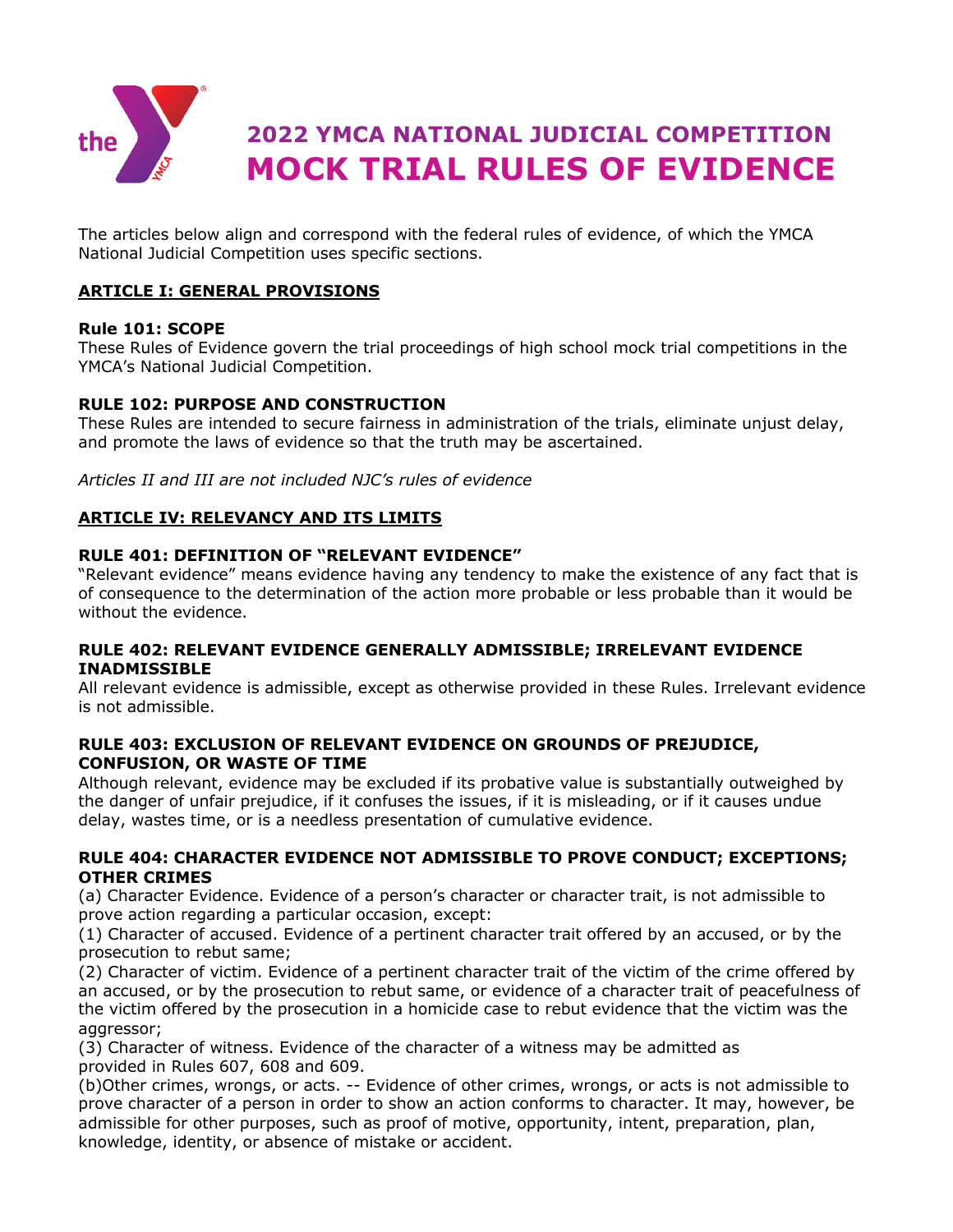# 2022 YMCA NATIONAL JUDICIAL COMPETITION
# MOCK TRIAL RULES OF EVIDENCE

The articles below align and correspond with the federal rules of evidence, of which the YMCA National Judicial Competition uses specific sections.

## ARTICLE I: GENERAL PROVISIONS

### Rule 101: SCOPE

These Rules of Evidence govern the trial proceedings of high school mock trial competitions in the YMCA's National Judicial Competition.

### RULE 102: PURPOSE AND CONSTRUCTION

These Rules are intended to secure fairness in administration of the trials, eliminate unjust delay, and promote the laws of evidence so that the truth may be ascertained.

*Articles II and III are not included NJC's rules of evidence*

## ARTICLE IV: RELEVANCY AND ITS LIMITS

### RULE 401: DEFINITION OF "RELEVANT EVIDENCE"

"Relevant evidence" means evidence having any tendency to make the existence of any fact that is of consequence to the determination of the action more probable or less probable than it would be without the evidence.

### RULE 402: RELEVANT EVIDENCE GENERALLY ADMISSIBLE; IRRELEVANT EVIDENCE INADMISSIBLE

All relevant evidence is admissible, except as otherwise provided in these Rules. Irrelevant evidence is not admissible.

### RULE 403: EXCLUSION OF RELEVANT EVIDENCE ON GROUNDS OF PREJUDICE, CONFUSION, OR WASTE OF TIME

Although relevant, evidence may be excluded if its probative value is substantially outweighed by the danger of unfair prejudice, if it confuses the issues, if it is misleading, or if it causes undue delay, wastes time, or is a needless presentation of cumulative evidence.

### RULE 404: CHARACTER EVIDENCE NOT ADMISSIBLE TO PROVE CONDUCT; EXCEPTIONS; OTHER CRIMES

(a) Character Evidence. Evidence of a person's character or character trait, is not admissible to prove action regarding a particular occasion, except:

(1) Character of accused. Evidence of a pertinent character trait offered by an accused, or by the prosecution to rebut same;

(2) Character of victim. Evidence of a pertinent character trait of the victim of the crime offered by an accused, or by the prosecution to rebut same, or evidence of a character trait of peacefulness of the victim offered by the prosecution in a homicide case to rebut evidence that the victim was the aggressor;

(3) Character of witness. Evidence of the character of a witness may be admitted as provided in Rules 607, 608 and 609.

(b)Other crimes, wrongs, or acts. -- Evidence of other crimes, wrongs, or acts is not admissible to prove character of a person in order to show an action conforms to character. It may, however, be admissible for other purposes, such as proof of motive, opportunity, intent, preparation, plan, knowledge, identity, or absence of mistake or accident.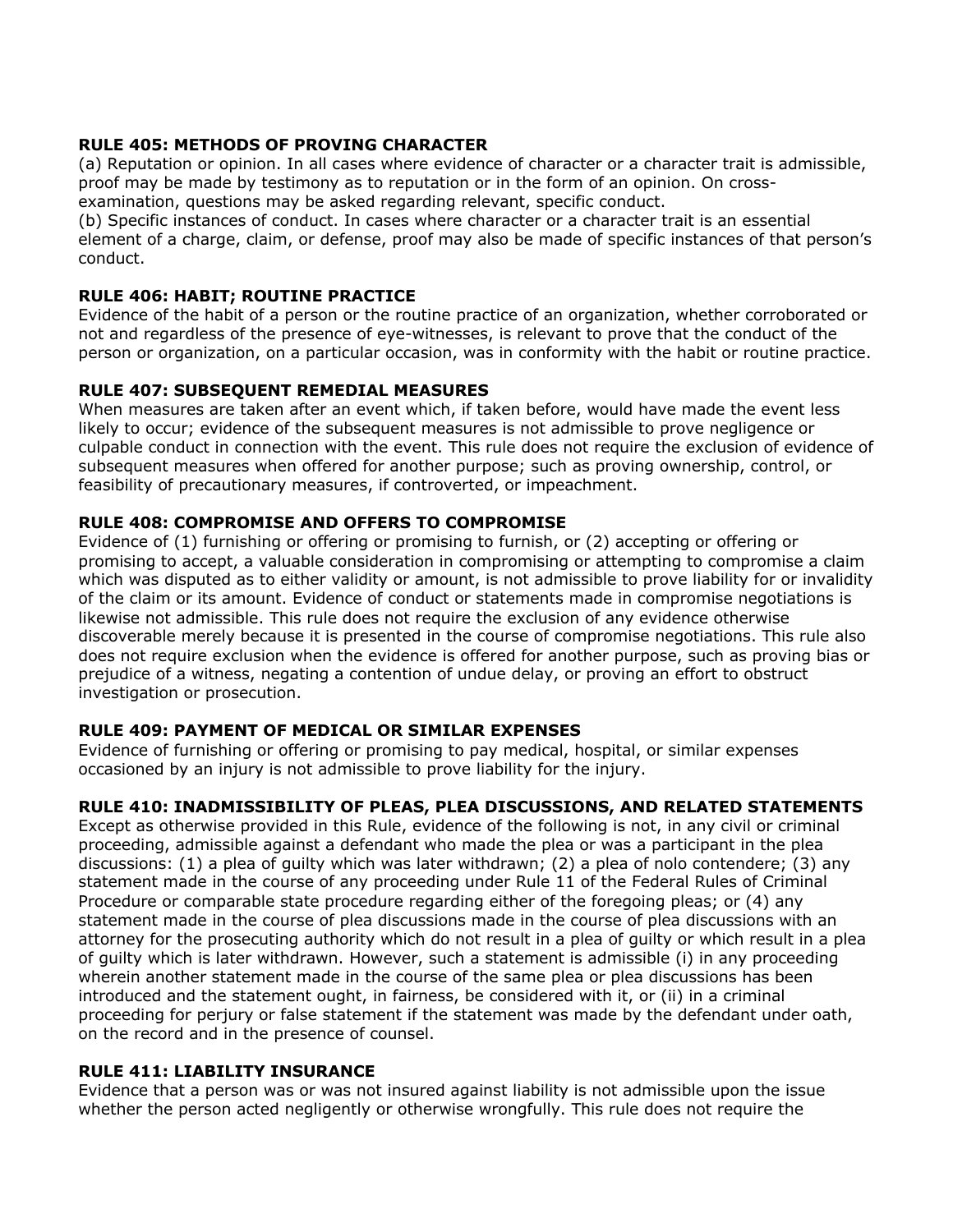**RULE 405: METHODS OF PROVING CHARACTER**

(a) Reputation or opinion. In all cases where evidence of character or a character trait is admissible, proof may be made by testimony as to reputation or in the form of an opinion. On cross-examination, questions may be asked regarding relevant, specific conduct.

(b) Specific instances of conduct. In cases where character or a character trait is an essential element of a charge, claim, or defense, proof may also be made of specific instances of that person's conduct.

**RULE 406: HABIT; ROUTINE PRACTICE**

Evidence of the habit of a person or the routine practice of an organization, whether corroborated or not and regardless of the presence of eye-witnesses, is relevant to prove that the conduct of the person or organization, on a particular occasion, was in conformity with the habit or routine practice.

**RULE 407: SUBSEQUENT REMEDIAL MEASURES**

When measures are taken after an event which, if taken before, would have made the event less likely to occur; evidence of the subsequent measures is not admissible to prove negligence or culpable conduct in connection with the event. This rule does not require the exclusion of evidence of subsequent measures when offered for another purpose; such as proving ownership, control, or feasibility of precautionary measures, if controverted, or impeachment.

**RULE 408: COMPROMISE AND OFFERS TO COMPROMISE**

Evidence of (1) furnishing or offering or promising to furnish, or (2) accepting or offering or promising to accept, a valuable consideration in compromising or attempting to compromise a claim which was disputed as to either validity or amount, is not admissible to prove liability for or invalidity of the claim or its amount. Evidence of conduct or statements made in compromise negotiations is likewise not admissible. This rule does not require the exclusion of any evidence otherwise discoverable merely because it is presented in the course of compromise negotiations. This rule also does not require exclusion when the evidence is offered for another purpose, such as proving bias or prejudice of a witness, negating a contention of undue delay, or proving an effort to obstruct investigation or prosecution.

**RULE 409: PAYMENT OF MEDICAL OR SIMILAR EXPENSES**

Evidence of furnishing or offering or promising to pay medical, hospital, or similar expenses occasioned by an injury is not admissible to prove liability for the injury.

**RULE 410: INADMISSIBILITY OF PLEAS, PLEA DISCUSSIONS, AND RELATED STATEMENTS**

Except as otherwise provided in this Rule, evidence of the following is not, in any civil or criminal proceeding, admissible against a defendant who made the plea or was a participant in the plea discussions: (1) a plea of guilty which was later withdrawn; (2) a plea of nolo contendere; (3) any statement made in the course of any proceeding under Rule 11 of the Federal Rules of Criminal Procedure or comparable state procedure regarding either of the foregoing pleas; or (4) any statement made in the course of plea discussions made in the course of plea discussions with an attorney for the prosecuting authority which do not result in a plea of guilty or which result in a plea of guilty which is later withdrawn. However, such a statement is admissible (i) in any proceeding wherein another statement made in the course of the same plea or plea discussions has been introduced and the statement ought, in fairness, be considered with it, or (ii) in a criminal proceeding for perjury or false statement if the statement was made by the defendant under oath, on the record and in the presence of counsel.

**RULE 411: LIABILITY INSURANCE**

Evidence that a person was or was not insured against liability is not admissible upon the issue whether the person acted negligently or otherwise wrongfully. This rule does not require the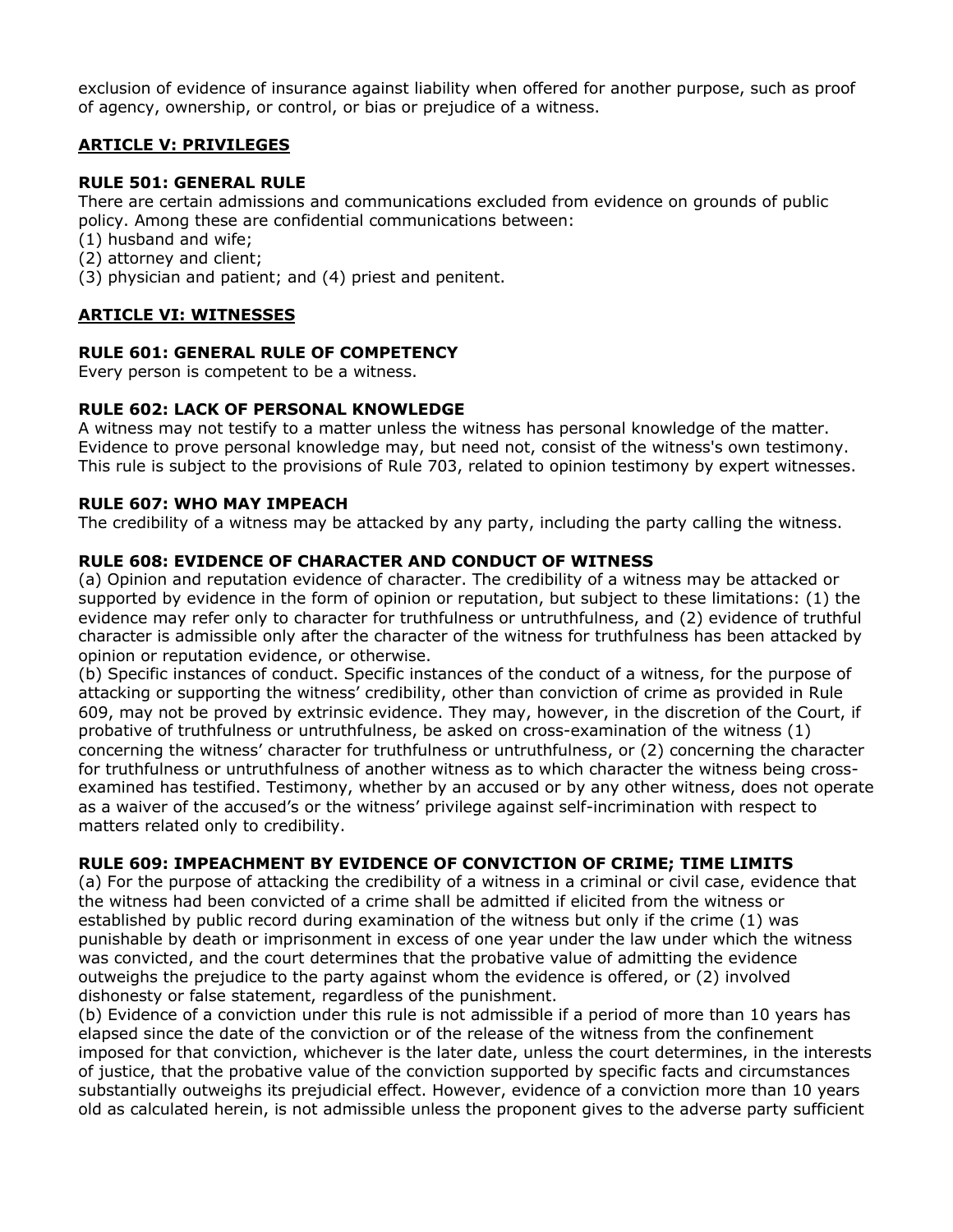exclusion of evidence of insurance against liability when offered for another purpose, such as proof of agency, ownership, or control, or bias or prejudice of a witness.

## ARTICLE V: PRIVILEGES

### RULE 501: GENERAL RULE

There are certain admissions and communications excluded from evidence on grounds of public policy. Among these are confidential communications between:

(1) husband and wife;
(2) attorney and client;
(3) physician and patient; and (4) priest and penitent.

## ARTICLE VI: WITNESSES

### RULE 601: GENERAL RULE OF COMPETENCY

Every person is competent to be a witness.

### RULE 602: LACK OF PERSONAL KNOWLEDGE

A witness may not testify to a matter unless the witness has personal knowledge of the matter. Evidence to prove personal knowledge may, but need not, consist of the witness's own testimony. This rule is subject to the provisions of Rule 703, related to opinion testimony by expert witnesses.

### RULE 607: WHO MAY IMPEACH

The credibility of a witness may be attacked by any party, including the party calling the witness.

### RULE 608: EVIDENCE OF CHARACTER AND CONDUCT OF WITNESS

(a) Opinion and reputation evidence of character. The credibility of a witness may be attacked or supported by evidence in the form of opinion or reputation, but subject to these limitations: (1) the evidence may refer only to character for truthfulness or untruthfulness, and (2) evidence of truthful character is admissible only after the character of the witness for truthfulness has been attacked by opinion or reputation evidence, or otherwise.

(b) Specific instances of conduct. Specific instances of the conduct of a witness, for the purpose of attacking or supporting the witness' credibility, other than conviction of crime as provided in Rule 609, may not be proved by extrinsic evidence. They may, however, in the discretion of the Court, if probative of truthfulness or untruthfulness, be asked on cross-examination of the witness (1) concerning the witness' character for truthfulness or untruthfulness, or (2) concerning the character for truthfulness or untruthfulness of another witness as to which character the witness being cross-examined has testified. Testimony, whether by an accused or by any other witness, does not operate as a waiver of the accused's or the witness' privilege against self-incrimination with respect to matters related only to credibility.

### RULE 609: IMPEACHMENT BY EVIDENCE OF CONVICTION OF CRIME; TIME LIMITS

(a) For the purpose of attacking the credibility of a witness in a criminal or civil case, evidence that the witness had been convicted of a crime shall be admitted if elicited from the witness or established by public record during examination of the witness but only if the crime (1) was punishable by death or imprisonment in excess of one year under the law under which the witness was convicted, and the court determines that the probative value of admitting the evidence outweighs the prejudice to the party against whom the evidence is offered, or (2) involved dishonesty or false statement, regardless of the punishment.

(b) Evidence of a conviction under this rule is not admissible if a period of more than 10 years has elapsed since the date of the conviction or of the release of the witness from the confinement imposed for that conviction, whichever is the later date, unless the court determines, in the interests of justice, that the probative value of the conviction supported by specific facts and circumstances substantially outweighs its prejudicial effect. However, evidence of a conviction more than 10 years old as calculated herein, is not admissible unless the proponent gives to the adverse party sufficient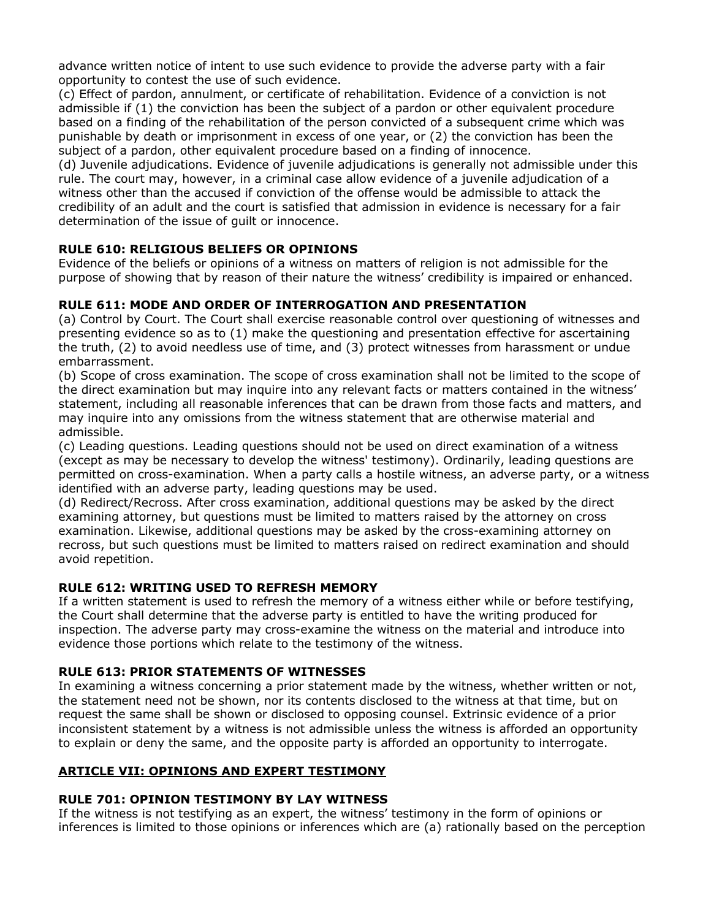advance written notice of intent to use such evidence to provide the adverse party with a fair opportunity to contest the use of such evidence.

(c) Effect of pardon, annulment, or certificate of rehabilitation. Evidence of a conviction is not admissible if (1) the conviction has been the subject of a pardon or other equivalent procedure based on a finding of the rehabilitation of the person convicted of a subsequent crime which was punishable by death or imprisonment in excess of one year, or (2) the conviction has been the subject of a pardon, other equivalent procedure based on a finding of innocence.

(d) Juvenile adjudications. Evidence of juvenile adjudications is generally not admissible under this rule. The court may, however, in a criminal case allow evidence of a juvenile adjudication of a witness other than the accused if conviction of the offense would be admissible to attack the credibility of an adult and the court is satisfied that admission in evidence is necessary for a fair determination of the issue of guilt or innocence.

### RULE 610: RELIGIOUS BELIEFS OR OPINIONS

Evidence of the beliefs or opinions of a witness on matters of religion is not admissible for the purpose of showing that by reason of their nature the witness' credibility is impaired or enhanced.

### RULE 611: MODE AND ORDER OF INTERROGATION AND PRESENTATION

(a) Control by Court. The Court shall exercise reasonable control over questioning of witnesses and presenting evidence so as to (1) make the questioning and presentation effective for ascertaining the truth, (2) to avoid needless use of time, and (3) protect witnesses from harassment or undue embarrassment.

(b) Scope of cross examination. The scope of cross examination shall not be limited to the scope of the direct examination but may inquire into any relevant facts or matters contained in the witness' statement, including all reasonable inferences that can be drawn from those facts and matters, and may inquire into any omissions from the witness statement that are otherwise material and admissible.

(c) Leading questions. Leading questions should not be used on direct examination of a witness (except as may be necessary to develop the witness' testimony). Ordinarily, leading questions are permitted on cross-examination. When a party calls a hostile witness, an adverse party, or a witness identified with an adverse party, leading questions may be used.

(d) Redirect/Recross. After cross examination, additional questions may be asked by the direct examining attorney, but questions must be limited to matters raised by the attorney on cross examination. Likewise, additional questions may be asked by the cross-examining attorney on recross, but such questions must be limited to matters raised on redirect examination and should avoid repetition.

### RULE 612: WRITING USED TO REFRESH MEMORY

If a written statement is used to refresh the memory of a witness either while or before testifying, the Court shall determine that the adverse party is entitled to have the writing produced for inspection. The adverse party may cross-examine the witness on the material and introduce into evidence those portions which relate to the testimony of the witness.

### RULE 613: PRIOR STATEMENTS OF WITNESSES

In examining a witness concerning a prior statement made by the witness, whether written or not, the statement need not be shown, nor its contents disclosed to the witness at that time, but on request the same shall be shown or disclosed to opposing counsel. Extrinsic evidence of a prior inconsistent statement by a witness is not admissible unless the witness is afforded an opportunity to explain or deny the same, and the opposite party is afforded an opportunity to interrogate.

## ARTICLE VII: OPINIONS AND EXPERT TESTIMONY

### RULE 701: OPINION TESTIMONY BY LAY WITNESS

If the witness is not testifying as an expert, the witness' testimony in the form of opinions or inferences is limited to those opinions or inferences which are (a) rationally based on the perception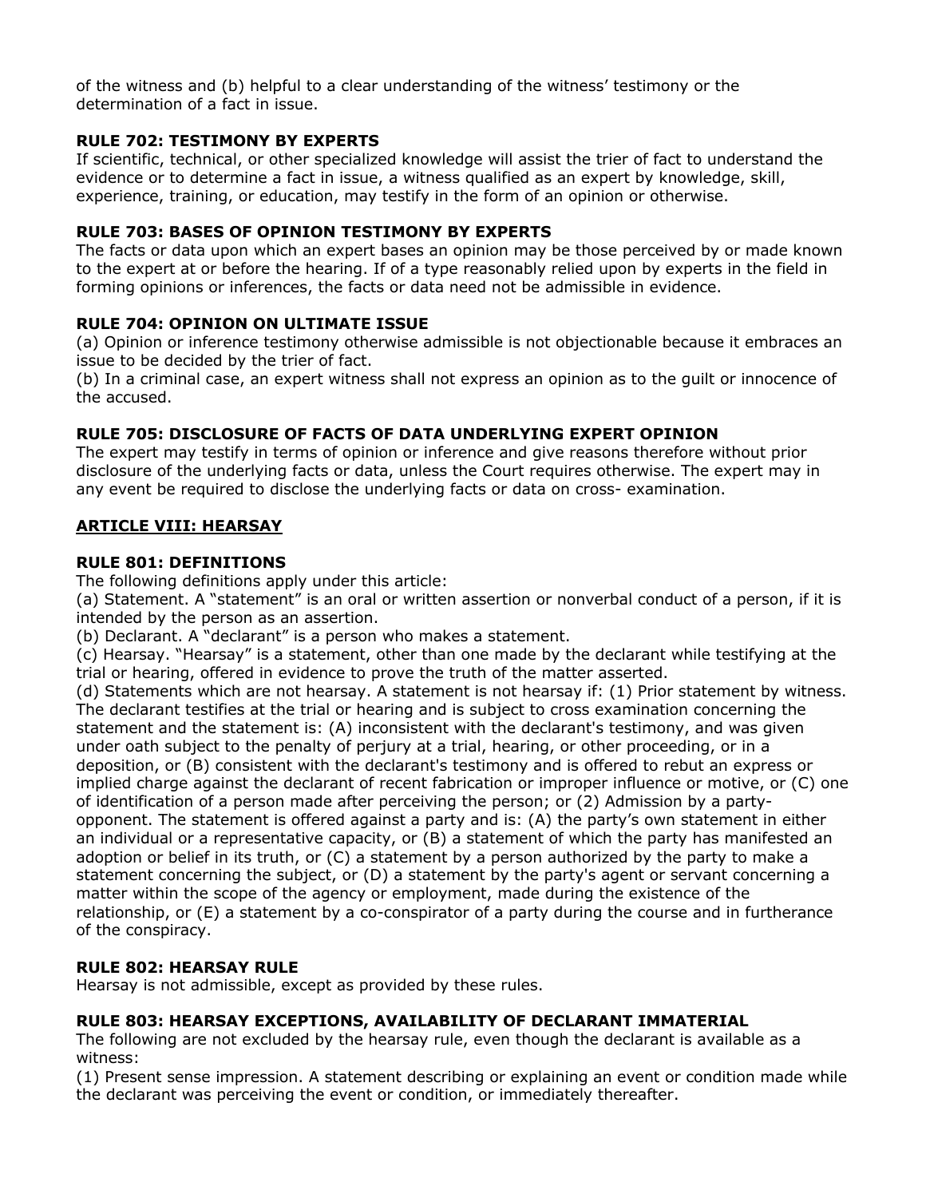of the witness and (b) helpful to a clear understanding of the witness' testimony or the determination of a fact in issue.

### RULE 702: TESTIMONY BY EXPERTS

If scientific, technical, or other specialized knowledge will assist the trier of fact to understand the evidence or to determine a fact in issue, a witness qualified as an expert by knowledge, skill, experience, training, or education, may testify in the form of an opinion or otherwise.

### RULE 703: BASES OF OPINION TESTIMONY BY EXPERTS

The facts or data upon which an expert bases an opinion may be those perceived by or made known to the expert at or before the hearing. If of a type reasonably relied upon by experts in the field in forming opinions or inferences, the facts or data need not be admissible in evidence.

### RULE 704: OPINION ON ULTIMATE ISSUE

(a) Opinion or inference testimony otherwise admissible is not objectionable because it embraces an issue to be decided by the trier of fact.
(b) In a criminal case, an expert witness shall not express an opinion as to the guilt or innocence of the accused.

### RULE 705: DISCLOSURE OF FACTS OF DATA UNDERLYING EXPERT OPINION

The expert may testify in terms of opinion or inference and give reasons therefore without prior disclosure of the underlying facts or data, unless the Court requires otherwise. The expert may in any event be required to disclose the underlying facts or data on cross- examination.

## ARTICLE VIII: HEARSAY

### RULE 801: DEFINITIONS

The following definitions apply under this article:
(a) Statement. A "statement" is an oral or written assertion or nonverbal conduct of a person, if it is intended by the person as an assertion.
(b) Declarant. A "declarant" is a person who makes a statement.
(c) Hearsay. "Hearsay" is a statement, other than one made by the declarant while testifying at the trial or hearing, offered in evidence to prove the truth of the matter asserted.
(d) Statements which are not hearsay. A statement is not hearsay if: (1) Prior statement by witness. The declarant testifies at the trial or hearing and is subject to cross examination concerning the statement and the statement is: (A) inconsistent with the declarant's testimony, and was given under oath subject to the penalty of perjury at a trial, hearing, or other proceeding, or in a deposition, or (B) consistent with the declarant's testimony and is offered to rebut an express or implied charge against the declarant of recent fabrication or improper influence or motive, or (C) one of identification of a person made after perceiving the person; or (2) Admission by a party-opponent. The statement is offered against a party and is: (A) the party's own statement in either an individual or a representative capacity, or (B) a statement of which the party has manifested an adoption or belief in its truth, or (C) a statement by a person authorized by the party to make a statement concerning the subject, or (D) a statement by the party's agent or servant concerning a matter within the scope of the agency or employment, made during the existence of the relationship, or (E) a statement by a co-conspirator of a party during the course and in furtherance of the conspiracy.

### RULE 802: HEARSAY RULE

Hearsay is not admissible, except as provided by these rules.

### RULE 803: HEARSAY EXCEPTIONS, AVAILABILITY OF DECLARANT IMMATERIAL

The following are not excluded by the hearsay rule, even though the declarant is available as a witness:
(1) Present sense impression. A statement describing or explaining an event or condition made while the declarant was perceiving the event or condition, or immediately thereafter.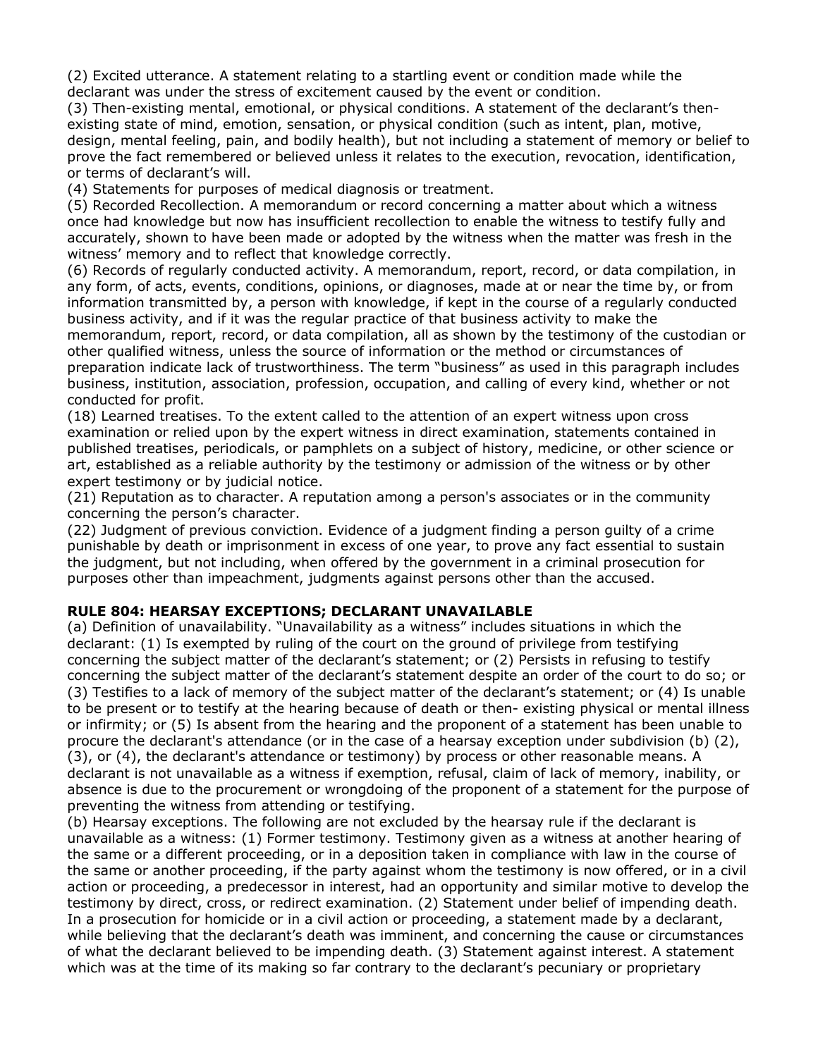(2) Excited utterance. A statement relating to a startling event or condition made while the declarant was under the stress of excitement caused by the event or condition.

(3) Then-existing mental, emotional, or physical conditions. A statement of the declarant's then-existing state of mind, emotion, sensation, or physical condition (such as intent, plan, motive, design, mental feeling, pain, and bodily health), but not including a statement of memory or belief to prove the fact remembered or believed unless it relates to the execution, revocation, identification, or terms of declarant's will.

(4) Statements for purposes of medical diagnosis or treatment.

(5) Recorded Recollection. A memorandum or record concerning a matter about which a witness once had knowledge but now has insufficient recollection to enable the witness to testify fully and accurately, shown to have been made or adopted by the witness when the matter was fresh in the witness' memory and to reflect that knowledge correctly.

(6) Records of regularly conducted activity. A memorandum, report, record, or data compilation, in any form, of acts, events, conditions, opinions, or diagnoses, made at or near the time by, or from information transmitted by, a person with knowledge, if kept in the course of a regularly conducted business activity, and if it was the regular practice of that business activity to make the memorandum, report, record, or data compilation, all as shown by the testimony of the custodian or other qualified witness, unless the source of information or the method or circumstances of preparation indicate lack of trustworthiness. The term "business" as used in this paragraph includes business, institution, association, profession, occupation, and calling of every kind, whether or not conducted for profit.

(18) Learned treatises. To the extent called to the attention of an expert witness upon cross examination or relied upon by the expert witness in direct examination, statements contained in published treatises, periodicals, or pamphlets on a subject of history, medicine, or other science or art, established as a reliable authority by the testimony or admission of the witness or by other expert testimony or by judicial notice.

(21) Reputation as to character. A reputation among a person's associates or in the community concerning the person's character.

(22) Judgment of previous conviction. Evidence of a judgment finding a person guilty of a crime punishable by death or imprisonment in excess of one year, to prove any fact essential to sustain the judgment, but not including, when offered by the government in a criminal prosecution for purposes other than impeachment, judgments against persons other than the accused.

## RULE 804: HEARSAY EXCEPTIONS; DECLARANT UNAVAILABLE

(a) Definition of unavailability. "Unavailability as a witness" includes situations in which the declarant: (1) Is exempted by ruling of the court on the ground of privilege from testifying concerning the subject matter of the declarant's statement; or (2) Persists in refusing to testify concerning the subject matter of the declarant's statement despite an order of the court to do so; or (3) Testifies to a lack of memory of the subject matter of the declarant's statement; or (4) Is unable to be present or to testify at the hearing because of death or then- existing physical or mental illness or infirmity; or (5) Is absent from the hearing and the proponent of a statement has been unable to procure the declarant's attendance (or in the case of a hearsay exception under subdivision (b) (2), (3), or (4), the declarant's attendance or testimony) by process or other reasonable means. A declarant is not unavailable as a witness if exemption, refusal, claim of lack of memory, inability, or absence is due to the procurement or wrongdoing of the proponent of a statement for the purpose of preventing the witness from attending or testifying.

(b) Hearsay exceptions. The following are not excluded by the hearsay rule if the declarant is unavailable as a witness: (1) Former testimony. Testimony given as a witness at another hearing of the same or a different proceeding, or in a deposition taken in compliance with law in the course of the same or another proceeding, if the party against whom the testimony is now offered, or in a civil action or proceeding, a predecessor in interest, had an opportunity and similar motive to develop the testimony by direct, cross, or redirect examination. (2) Statement under belief of impending death. In a prosecution for homicide or in a civil action or proceeding, a statement made by a declarant, while believing that the declarant's death was imminent, and concerning the cause or circumstances of what the declarant believed to be impending death. (3) Statement against interest. A statement which was at the time of its making so far contrary to the declarant's pecuniary or proprietary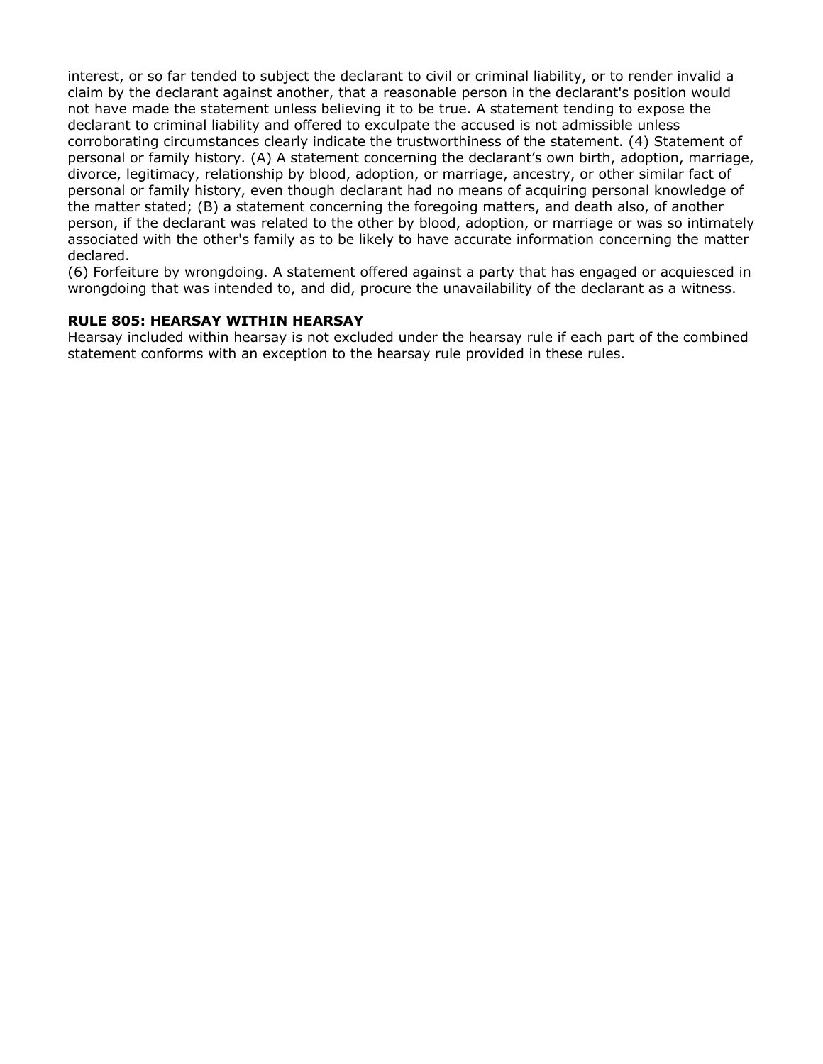interest, or so far tended to subject the declarant to civil or criminal liability, or to render invalid a claim by the declarant against another, that a reasonable person in the declarant's position would not have made the statement unless believing it to be true. A statement tending to expose the declarant to criminal liability and offered to exculpate the accused is not admissible unless corroborating circumstances clearly indicate the trustworthiness of the statement. (4) Statement of personal or family history. (A) A statement concerning the declarant's own birth, adoption, marriage, divorce, legitimacy, relationship by blood, adoption, or marriage, ancestry, or other similar fact of personal or family history, even though declarant had no means of acquiring personal knowledge of the matter stated; (B) a statement concerning the foregoing matters, and death also, of another person, if the declarant was related to the other by blood, adoption, or marriage or was so intimately associated with the other's family as to be likely to have accurate information concerning the matter declared.

(6) Forfeiture by wrongdoing. A statement offered against a party that has engaged or acquiesced in wrongdoing that was intended to, and did, procure the unavailability of the declarant as a witness.

**RULE 805: HEARSAY WITHIN HEARSAY**

Hearsay included within hearsay is not excluded under the hearsay rule if each part of the combined statement conforms with an exception to the hearsay rule provided in these rules.